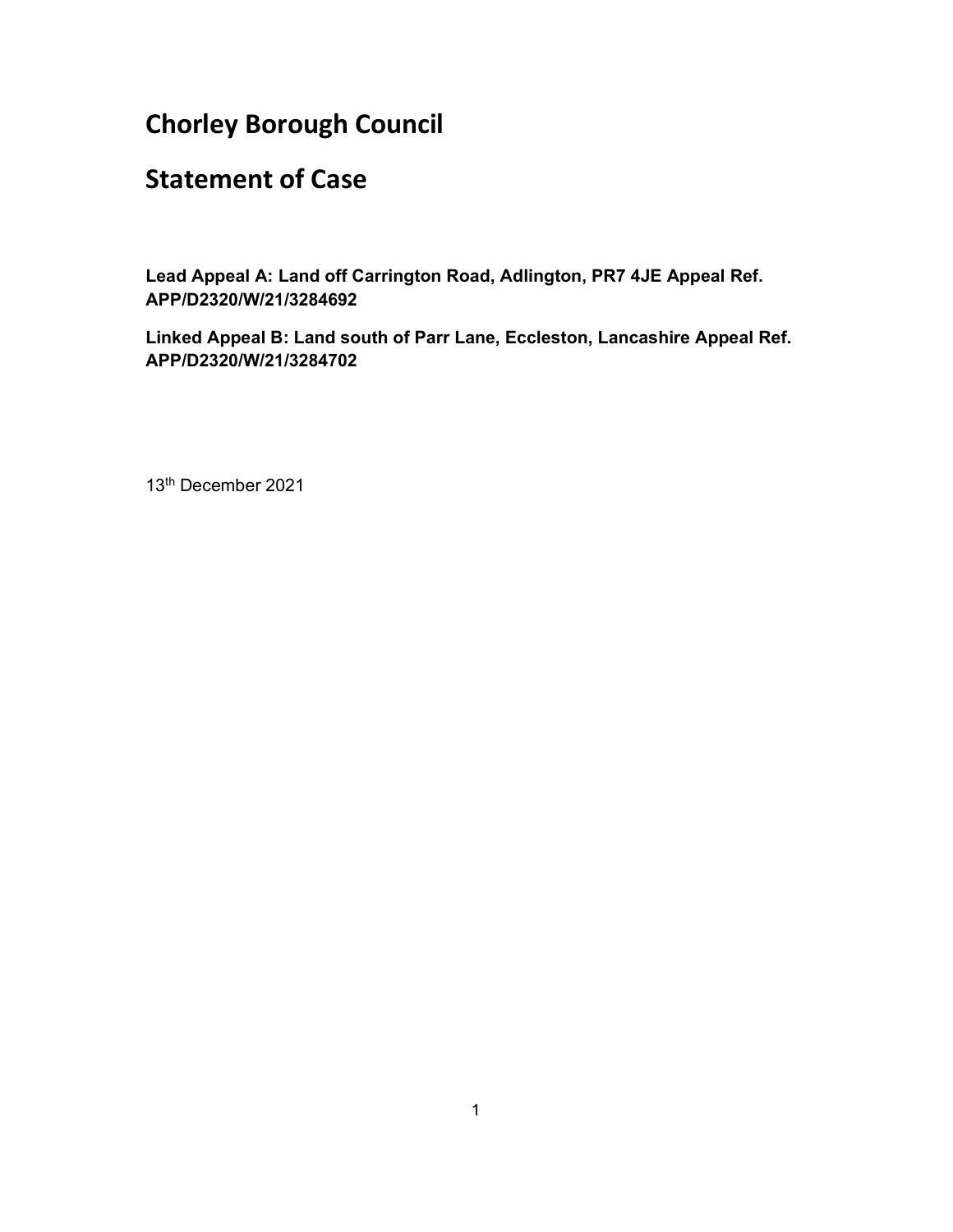# Chorley Borough Council

# Statement of Case

**Lead Appeal A: Land off Carrington Road, Adlington, PR7 4JE Appeal Ref. APP/D2320/W/21/3284692**

**Linked Appeal B: Land south of Parr Lane, Eccleston, Lancashire Appeal Ref. APP/D2320/W/21/3284702**

13th December 2021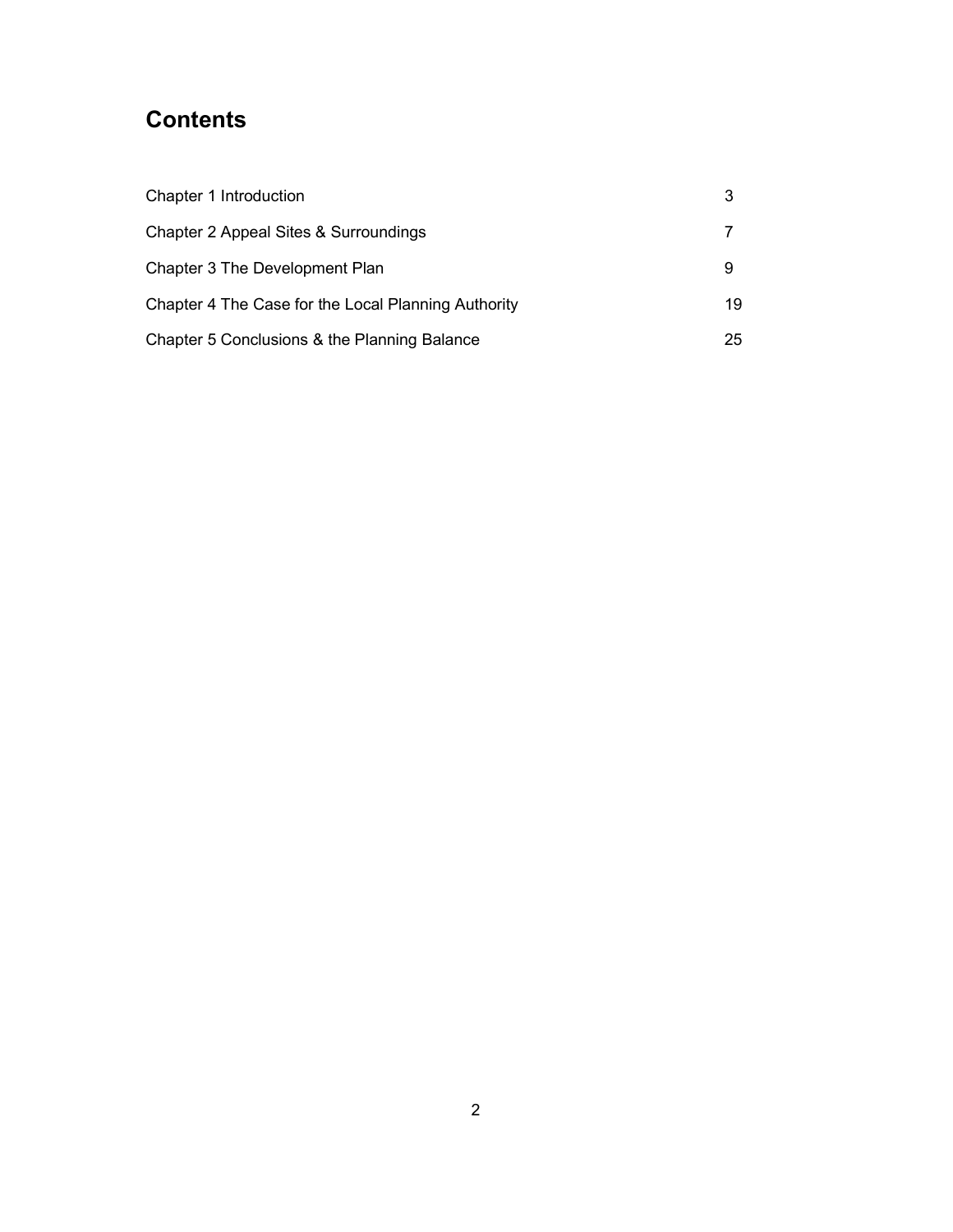## Contents

| | |
|---|---|
| Chapter 1 Introduction | 3 |
| Chapter 2 Appeal Sites & Surroundings | 7 |
| Chapter 3 The Development Plan | 9 |
| Chapter 4 The Case for the Local Planning Authority | 19 |
| Chapter 5 Conclusions & the Planning Balance | 25 |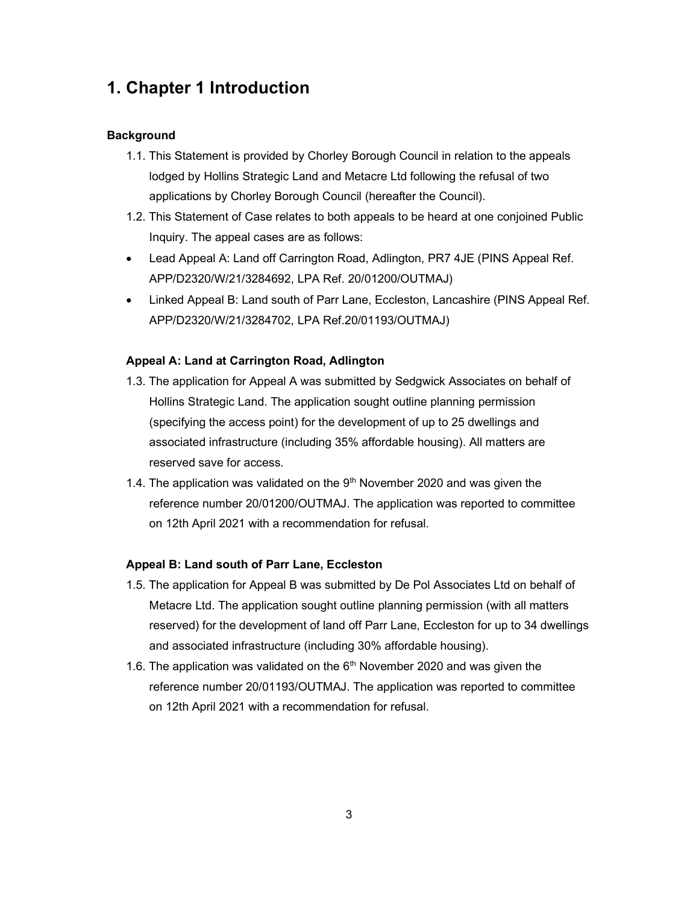# 1. Chapter 1 Introduction

### Background

1.1. This Statement is provided by Chorley Borough Council in relation to the appeals lodged by Hollins Strategic Land and Metacre Ltd following the refusal of two applications by Chorley Borough Council (hereafter the Council).

1.2. This Statement of Case relates to both appeals to be heard at one conjoined Public Inquiry. The appeal cases are as follows:

- Lead Appeal A: Land off Carrington Road, Adlington, PR7 4JE (PINS Appeal Ref. APP/D2320/W/21/3284692, LPA Ref. 20/01200/OUTMAJ)
- Linked Appeal B: Land south of Parr Lane, Eccleston, Lancashire (PINS Appeal Ref. APP/D2320/W/21/3284702, LPA Ref.20/01193/OUTMAJ)

### Appeal A: Land at Carrington Road, Adlington

1.3. The application for Appeal A was submitted by Sedgwick Associates on behalf of Hollins Strategic Land. The application sought outline planning permission (specifying the access point) for the development of up to 25 dwellings and associated infrastructure (including 35% affordable housing). All matters are reserved save for access.

1.4. The application was validated on the 9th November 2020 and was given the reference number 20/01200/OUTMAJ. The application was reported to committee on 12th April 2021 with a recommendation for refusal.

### Appeal B: Land south of Parr Lane, Eccleston

1.5. The application for Appeal B was submitted by De Pol Associates Ltd on behalf of Metacre Ltd. The application sought outline planning permission (with all matters reserved) for the development of land off Parr Lane, Eccleston for up to 34 dwellings and associated infrastructure (including 30% affordable housing).

1.6. The application was validated on the 6th November 2020 and was given the reference number 20/01193/OUTMAJ. The application was reported to committee on 12th April 2021 with a recommendation for refusal.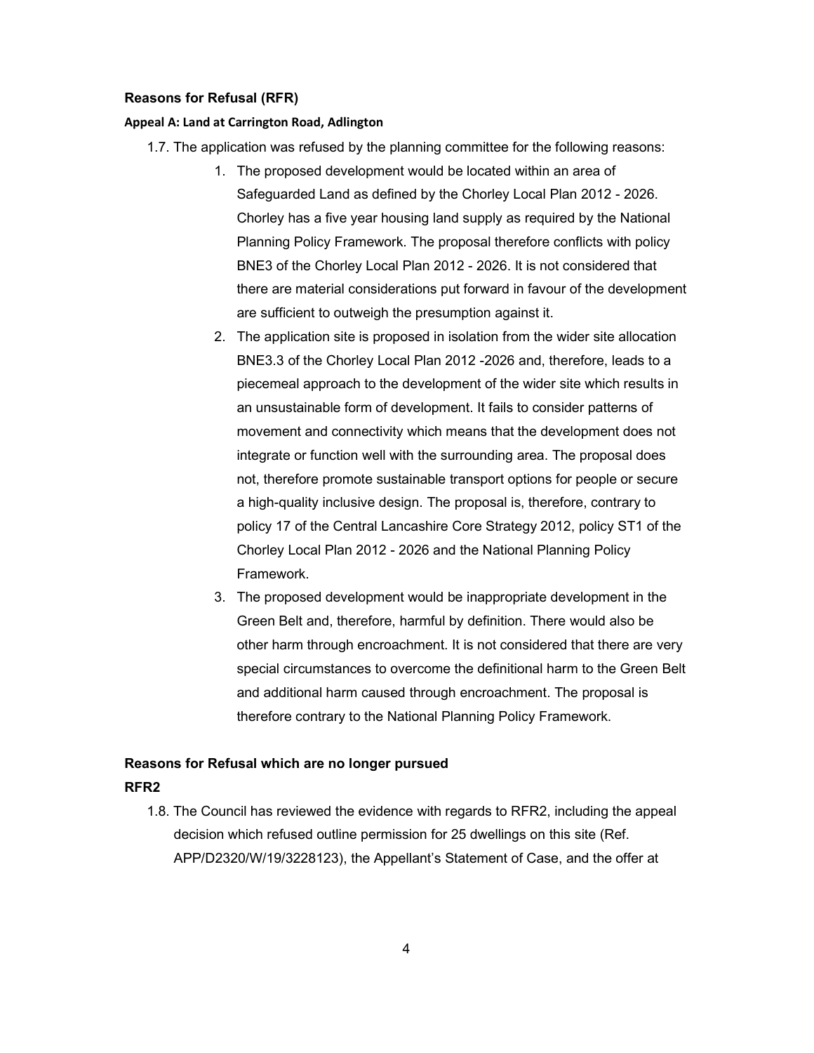### Reasons for Refusal (RFR)

#### Appeal A: Land at Carrington Road, Adlington

1.7. The application was refused by the planning committee for the following reasons:

1. The proposed development would be located within an area of Safeguarded Land as defined by the Chorley Local Plan 2012 - 2026. Chorley has a five year housing land supply as required by the National Planning Policy Framework. The proposal therefore conflicts with policy BNE3 of the Chorley Local Plan 2012 - 2026. It is not considered that there are material considerations put forward in favour of the development are sufficient to outweigh the presumption against it.
2. The application site is proposed in isolation from the wider site allocation BNE3.3 of the Chorley Local Plan 2012 -2026 and, therefore, leads to a piecemeal approach to the development of the wider site which results in an unsustainable form of development. It fails to consider patterns of movement and connectivity which means that the development does not integrate or function well with the surrounding area. The proposal does not, therefore promote sustainable transport options for people or secure a high-quality inclusive design. The proposal is, therefore, contrary to policy 17 of the Central Lancashire Core Strategy 2012, policy ST1 of the Chorley Local Plan 2012 - 2026 and the National Planning Policy Framework.
3. The proposed development would be inappropriate development in the Green Belt and, therefore, harmful by definition. There would also be other harm through encroachment. It is not considered that there are very special circumstances to overcome the definitional harm to the Green Belt and additional harm caused through encroachment. The proposal is therefore contrary to the National Planning Policy Framework.

### Reasons for Refusal which are no longer pursued

**RFR2**

1.8. The Council has reviewed the evidence with regards to RFR2, including the appeal decision which refused outline permission for 25 dwellings on this site (Ref. APP/D2320/W/19/3228123), the Appellant's Statement of Case, and the offer at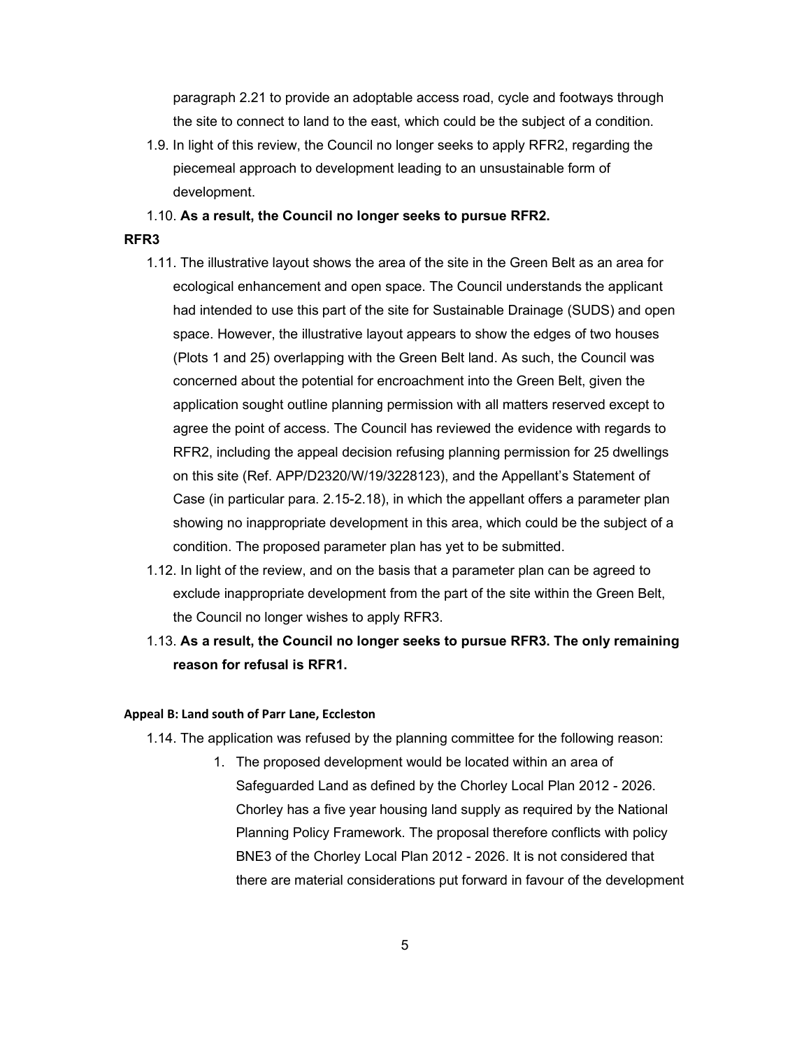paragraph 2.21 to provide an adoptable access road, cycle and footways through the site to connect to land to the east, which could be the subject of a condition.

1.9. In light of this review, the Council no longer seeks to apply RFR2, regarding the piecemeal approach to development leading to an unsustainable form of development.

1.10. **As a result, the Council no longer seeks to pursue RFR2.**

**RFR3**

1.11. The illustrative layout shows the area of the site in the Green Belt as an area for ecological enhancement and open space. The Council understands the applicant had intended to use this part of the site for Sustainable Drainage (SUDS) and open space. However, the illustrative layout appears to show the edges of two houses (Plots 1 and 25) overlapping with the Green Belt land. As such, the Council was concerned about the potential for encroachment into the Green Belt, given the application sought outline planning permission with all matters reserved except to agree the point of access. The Council has reviewed the evidence with regards to RFR2, including the appeal decision refusing planning permission for 25 dwellings on this site (Ref. APP/D2320/W/19/3228123), and the Appellant's Statement of Case (in particular para. 2.15-2.18), in which the appellant offers a parameter plan showing no inappropriate development in this area, which could be the subject of a condition. The proposed parameter plan has yet to be submitted.

1.12. In light of the review, and on the basis that a parameter plan can be agreed to exclude inappropriate development from the part of the site within the Green Belt, the Council no longer wishes to apply RFR3.

1.13. **As a result, the Council no longer seeks to pursue RFR3. The only remaining reason for refusal is RFR1.**

#### Appeal B: Land south of Parr Lane, Eccleston

1.14. The application was refused by the planning committee for the following reason:

1. The proposed development would be located within an area of Safeguarded Land as defined by the Chorley Local Plan 2012 - 2026. Chorley has a five year housing land supply as required by the National Planning Policy Framework. The proposal therefore conflicts with policy BNE3 of the Chorley Local Plan 2012 - 2026. It is not considered that there are material considerations put forward in favour of the development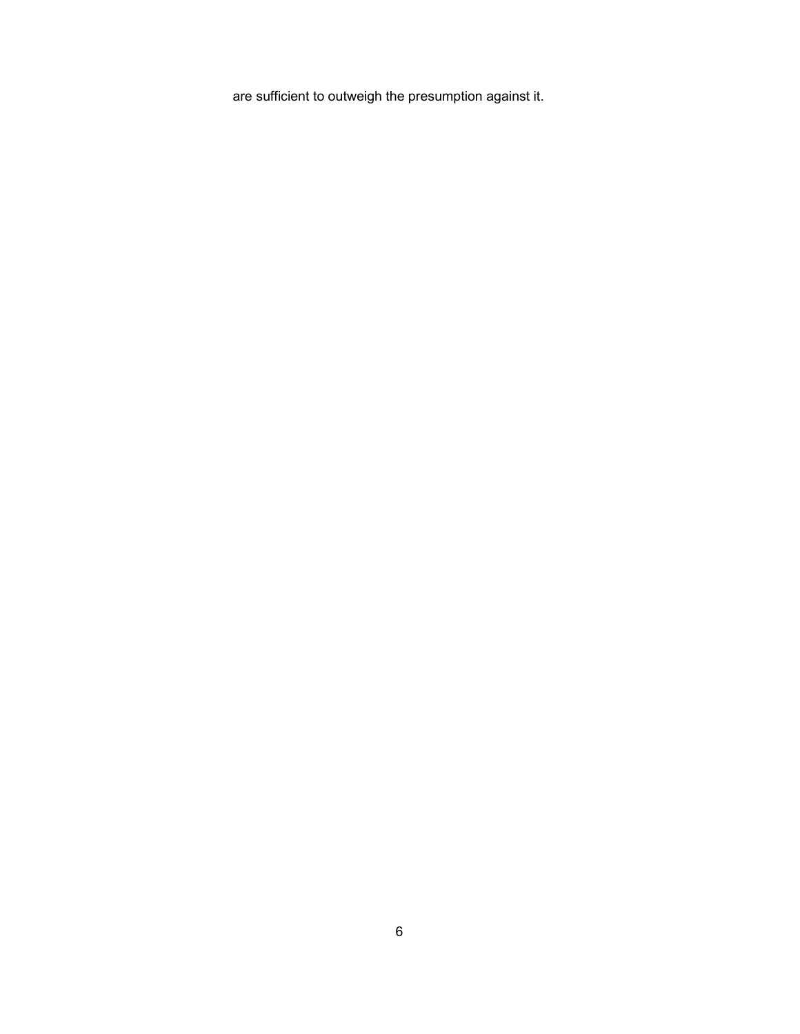are sufficient to outweigh the presumption against it.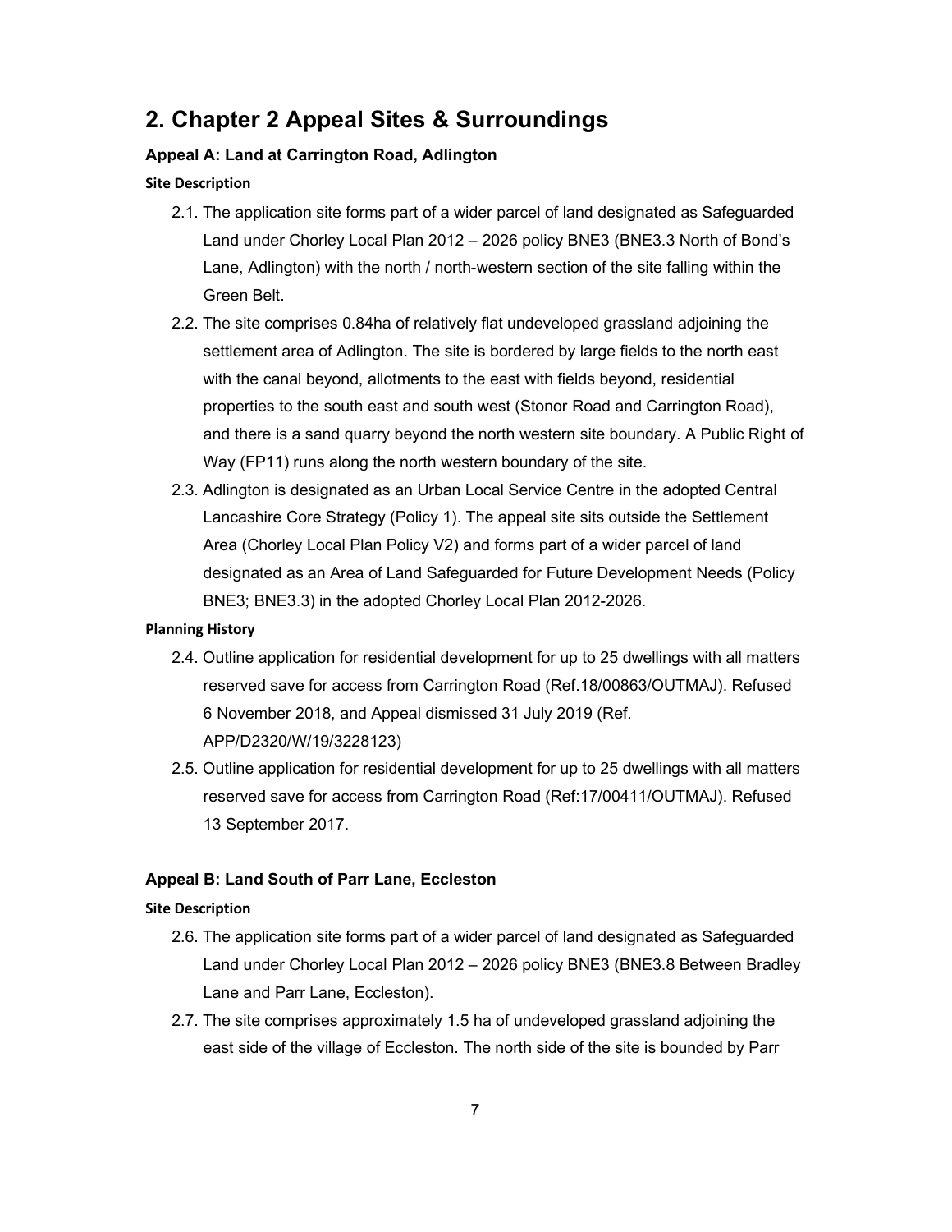# 2. Chapter 2 Appeal Sites & Surroundings

### Appeal A: Land at Carrington Road, Adlington

#### Site Description

2.1. The application site forms part of a wider parcel of land designated as Safeguarded Land under Chorley Local Plan 2012 – 2026 policy BNE3 (BNE3.3 North of Bond's Lane, Adlington) with the north / north-western section of the site falling within the Green Belt.

2.2. The site comprises 0.84ha of relatively flat undeveloped grassland adjoining the settlement area of Adlington. The site is bordered by large fields to the north east with the canal beyond, allotments to the east with fields beyond, residential properties to the south east and south west (Stonor Road and Carrington Road), and there is a sand quarry beyond the north western site boundary. A Public Right of Way (FP11) runs along the north western boundary of the site.

2.3. Adlington is designated as an Urban Local Service Centre in the adopted Central Lancashire Core Strategy (Policy 1). The appeal site sits outside the Settlement Area (Chorley Local Plan Policy V2) and forms part of a wider parcel of land designated as an Area of Land Safeguarded for Future Development Needs (Policy BNE3; BNE3.3) in the adopted Chorley Local Plan 2012-2026.

#### Planning History

2.4. Outline application for residential development for up to 25 dwellings with all matters reserved save for access from Carrington Road (Ref.18/00863/OUTMAJ). Refused 6 November 2018, and Appeal dismissed 31 July 2019 (Ref. APP/D2320/W/19/3228123)

2.5. Outline application for residential development for up to 25 dwellings with all matters reserved save for access from Carrington Road (Ref:17/00411/OUTMAJ). Refused 13 September 2017.

### Appeal B: Land South of Parr Lane, Eccleston

#### Site Description

2.6. The application site forms part of a wider parcel of land designated as Safeguarded Land under Chorley Local Plan 2012 – 2026 policy BNE3 (BNE3.8 Between Bradley Lane and Parr Lane, Eccleston).

2.7. The site comprises approximately 1.5 ha of undeveloped grassland adjoining the east side of the village of Eccleston. The north side of the site is bounded by Parr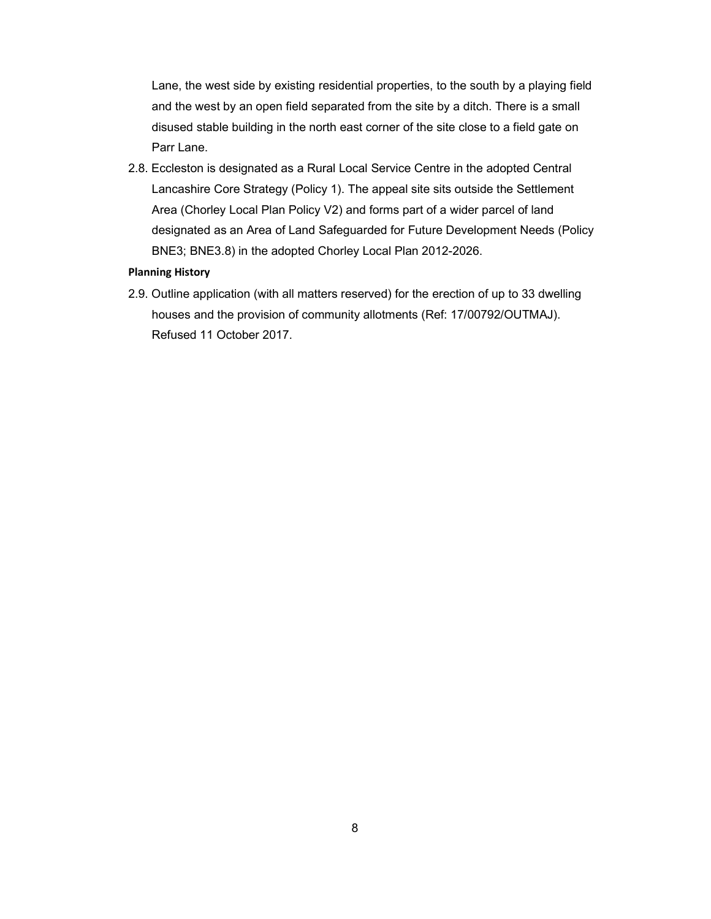Lane, the west side by existing residential properties, to the south by a playing field and the west by an open field separated from the site by a ditch. There is a small disused stable building in the north east corner of the site close to a field gate on Parr Lane.

2.8. Eccleston is designated as a Rural Local Service Centre in the adopted Central Lancashire Core Strategy (Policy 1). The appeal site sits outside the Settlement Area (Chorley Local Plan Policy V2) and forms part of a wider parcel of land designated as an Area of Land Safeguarded for Future Development Needs (Policy BNE3; BNE3.8) in the adopted Chorley Local Plan 2012-2026.

**Planning History**

2.9. Outline application (with all matters reserved) for the erection of up to 33 dwelling houses and the provision of community allotments (Ref: 17/00792/OUTMAJ). Refused 11 October 2017.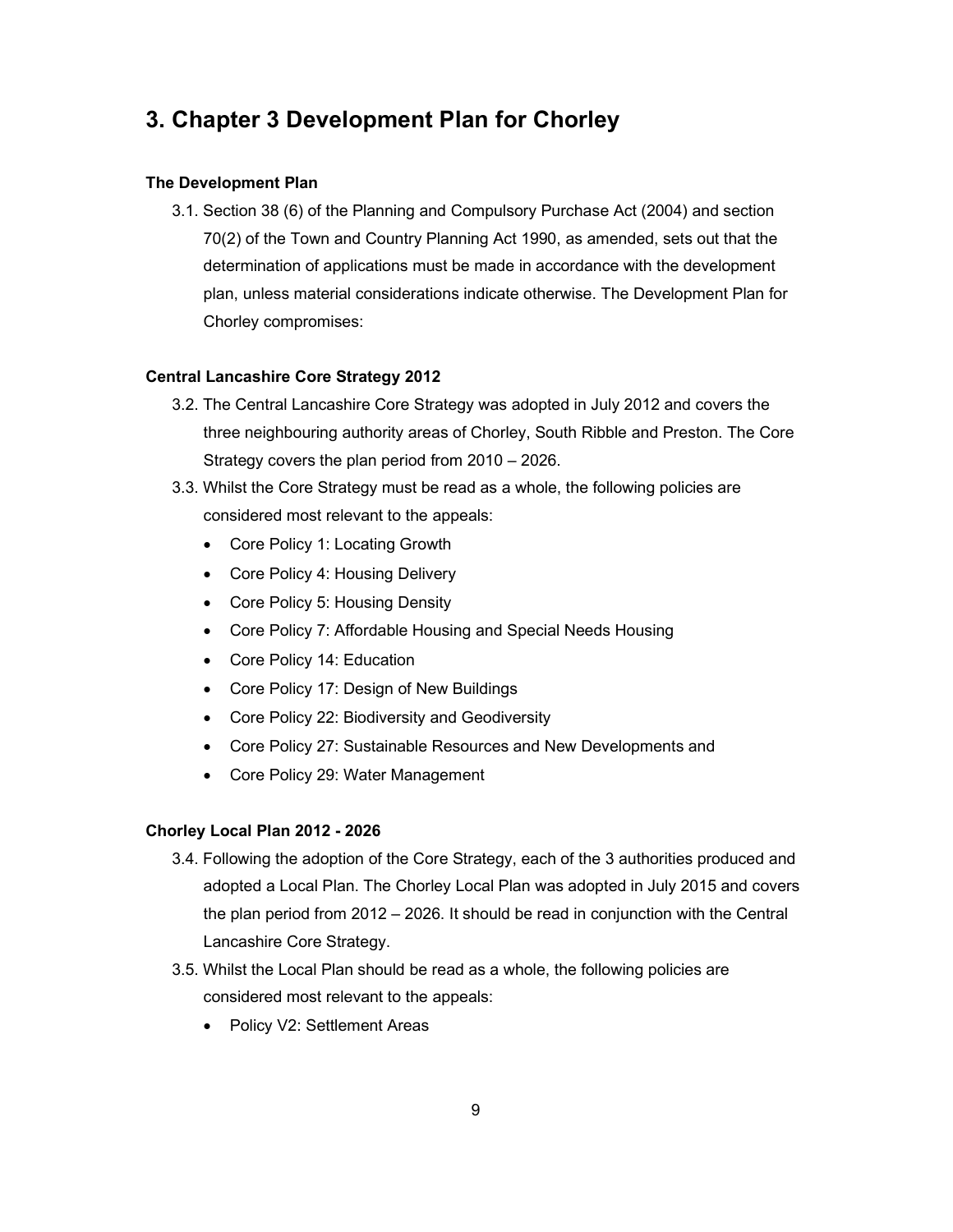# 3. Chapter 3 Development Plan for Chorley

**The Development Plan**

3.1. Section 38 (6) of the Planning and Compulsory Purchase Act (2004) and section 70(2) of the Town and Country Planning Act 1990, as amended, sets out that the determination of applications must be made in accordance with the development plan, unless material considerations indicate otherwise. The Development Plan for Chorley compromises:

**Central Lancashire Core Strategy 2012**

3.2. The Central Lancashire Core Strategy was adopted in July 2012 and covers the three neighbouring authority areas of Chorley, South Ribble and Preston. The Core Strategy covers the plan period from 2010 – 2026.

3.3. Whilst the Core Strategy must be read as a whole, the following policies are considered most relevant to the appeals:

- Core Policy 1: Locating Growth
- Core Policy 4: Housing Delivery
- Core Policy 5: Housing Density
- Core Policy 7: Affordable Housing and Special Needs Housing
- Core Policy 14: Education
- Core Policy 17: Design of New Buildings
- Core Policy 22: Biodiversity and Geodiversity
- Core Policy 27: Sustainable Resources and New Developments and
- Core Policy 29: Water Management

**Chorley Local Plan 2012 - 2026**

3.4. Following the adoption of the Core Strategy, each of the 3 authorities produced and adopted a Local Plan. The Chorley Local Plan was adopted in July 2015 and covers the plan period from 2012 – 2026. It should be read in conjunction with the Central Lancashire Core Strategy.

3.5. Whilst the Local Plan should be read as a whole, the following policies are considered most relevant to the appeals:

- Policy V2: Settlement Areas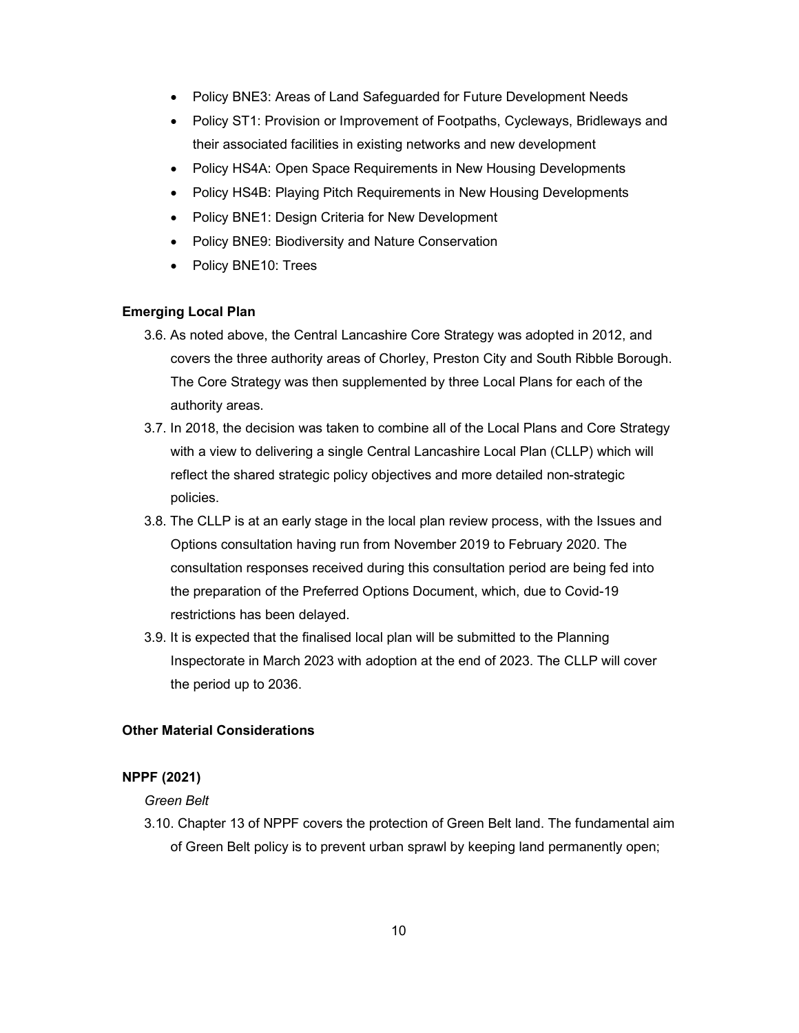- Policy BNE3: Areas of Land Safeguarded for Future Development Needs
- Policy ST1: Provision or Improvement of Footpaths, Cycleways, Bridleways and their associated facilities in existing networks and new development
- Policy HS4A: Open Space Requirements in New Housing Developments
- Policy HS4B: Playing Pitch Requirements in New Housing Developments
- Policy BNE1: Design Criteria for New Development
- Policy BNE9: Biodiversity and Nature Conservation
- Policy BNE10: Trees

**Emerging Local Plan**

3.6. As noted above, the Central Lancashire Core Strategy was adopted in 2012, and covers the three authority areas of Chorley, Preston City and South Ribble Borough. The Core Strategy was then supplemented by three Local Plans for each of the authority areas.

3.7. In 2018, the decision was taken to combine all of the Local Plans and Core Strategy with a view to delivering a single Central Lancashire Local Plan (CLLP) which will reflect the shared strategic policy objectives and more detailed non-strategic policies.

3.8. The CLLP is at an early stage in the local plan review process, with the Issues and Options consultation having run from November 2019 to February 2020. The consultation responses received during this consultation period are being fed into the preparation of the Preferred Options Document, which, due to Covid-19 restrictions has been delayed.

3.9. It is expected that the finalised local plan will be submitted to the Planning Inspectorate in March 2023 with adoption at the end of 2023. The CLLP will cover the period up to 2036.

**Other Material Considerations**

**NPPF (2021)**

*Green Belt*

3.10. Chapter 13 of NPPF covers the protection of Green Belt land. The fundamental aim of Green Belt policy is to prevent urban sprawl by keeping land permanently open;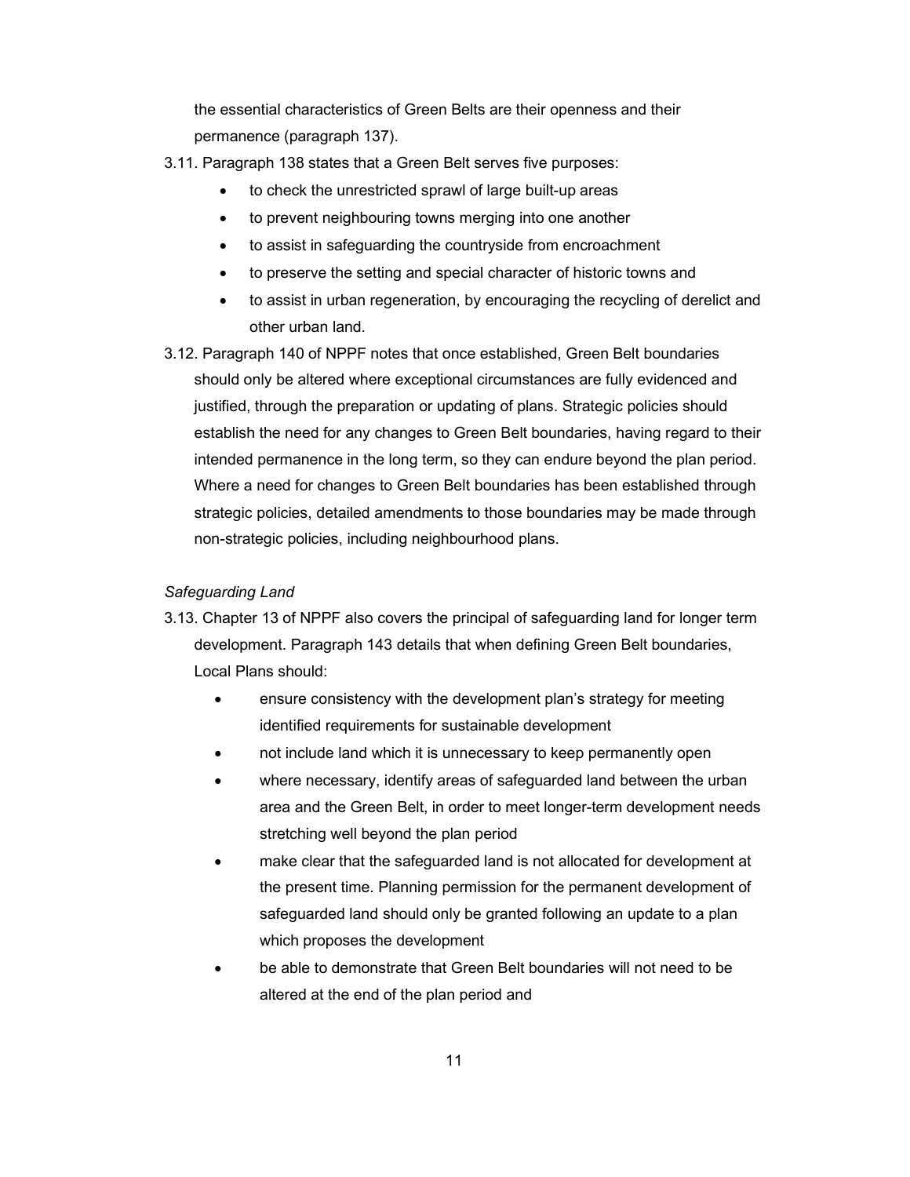the essential characteristics of Green Belts are their openness and their permanence (paragraph 137).

3.11. Paragraph 138 states that a Green Belt serves five purposes:

- to check the unrestricted sprawl of large built-up areas
- to prevent neighbouring towns merging into one another
- to assist in safeguarding the countryside from encroachment
- to preserve the setting and special character of historic towns and
- to assist in urban regeneration, by encouraging the recycling of derelict and other urban land.

3.12. Paragraph 140 of NPPF notes that once established, Green Belt boundaries should only be altered where exceptional circumstances are fully evidenced and justified, through the preparation or updating of plans. Strategic policies should establish the need for any changes to Green Belt boundaries, having regard to their intended permanence in the long term, so they can endure beyond the plan period. Where a need for changes to Green Belt boundaries has been established through strategic policies, detailed amendments to those boundaries may be made through non-strategic policies, including neighbourhood plans.

*Safeguarding Land*

3.13. Chapter 13 of NPPF also covers the principal of safeguarding land for longer term development. Paragraph 143 details that when defining Green Belt boundaries, Local Plans should:

- ensure consistency with the development plan's strategy for meeting identified requirements for sustainable development
- not include land which it is unnecessary to keep permanently open
- where necessary, identify areas of safeguarded land between the urban area and the Green Belt, in order to meet longer-term development needs stretching well beyond the plan period
- make clear that the safeguarded land is not allocated for development at the present time. Planning permission for the permanent development of safeguarded land should only be granted following an update to a plan which proposes the development
- be able to demonstrate that Green Belt boundaries will not need to be altered at the end of the plan period and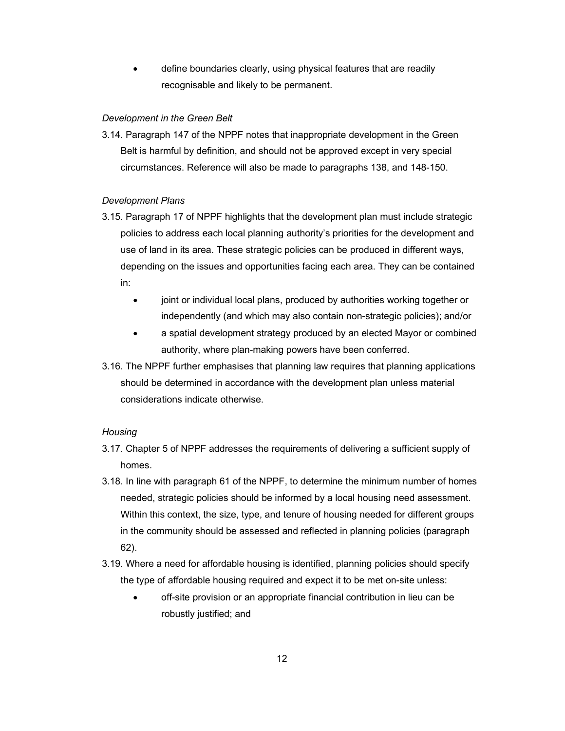- define boundaries clearly, using physical features that are readily recognisable and likely to be permanent.

*Development in the Green Belt*

3.14. Paragraph 147 of the NPPF notes that inappropriate development in the Green Belt is harmful by definition, and should not be approved except in very special circumstances. Reference will also be made to paragraphs 138, and 148-150.

*Development Plans*

3.15. Paragraph 17 of NPPF highlights that the development plan must include strategic policies to address each local planning authority's priorities for the development and use of land in its area. These strategic policies can be produced in different ways, depending on the issues and opportunities facing each area. They can be contained in:

- joint or individual local plans, produced by authorities working together or independently (and which may also contain non-strategic policies); and/or
- a spatial development strategy produced by an elected Mayor or combined authority, where plan-making powers have been conferred.

3.16. The NPPF further emphasises that planning law requires that planning applications should be determined in accordance with the development plan unless material considerations indicate otherwise.

*Housing*

3.17. Chapter 5 of NPPF addresses the requirements of delivering a sufficient supply of homes.

3.18. In line with paragraph 61 of the NPPF, to determine the minimum number of homes needed, strategic policies should be informed by a local housing need assessment. Within this context, the size, type, and tenure of housing needed for different groups in the community should be assessed and reflected in planning policies (paragraph 62).

3.19. Where a need for affordable housing is identified, planning policies should specify the type of affordable housing required and expect it to be met on-site unless:

- off-site provision or an appropriate financial contribution in lieu can be robustly justified; and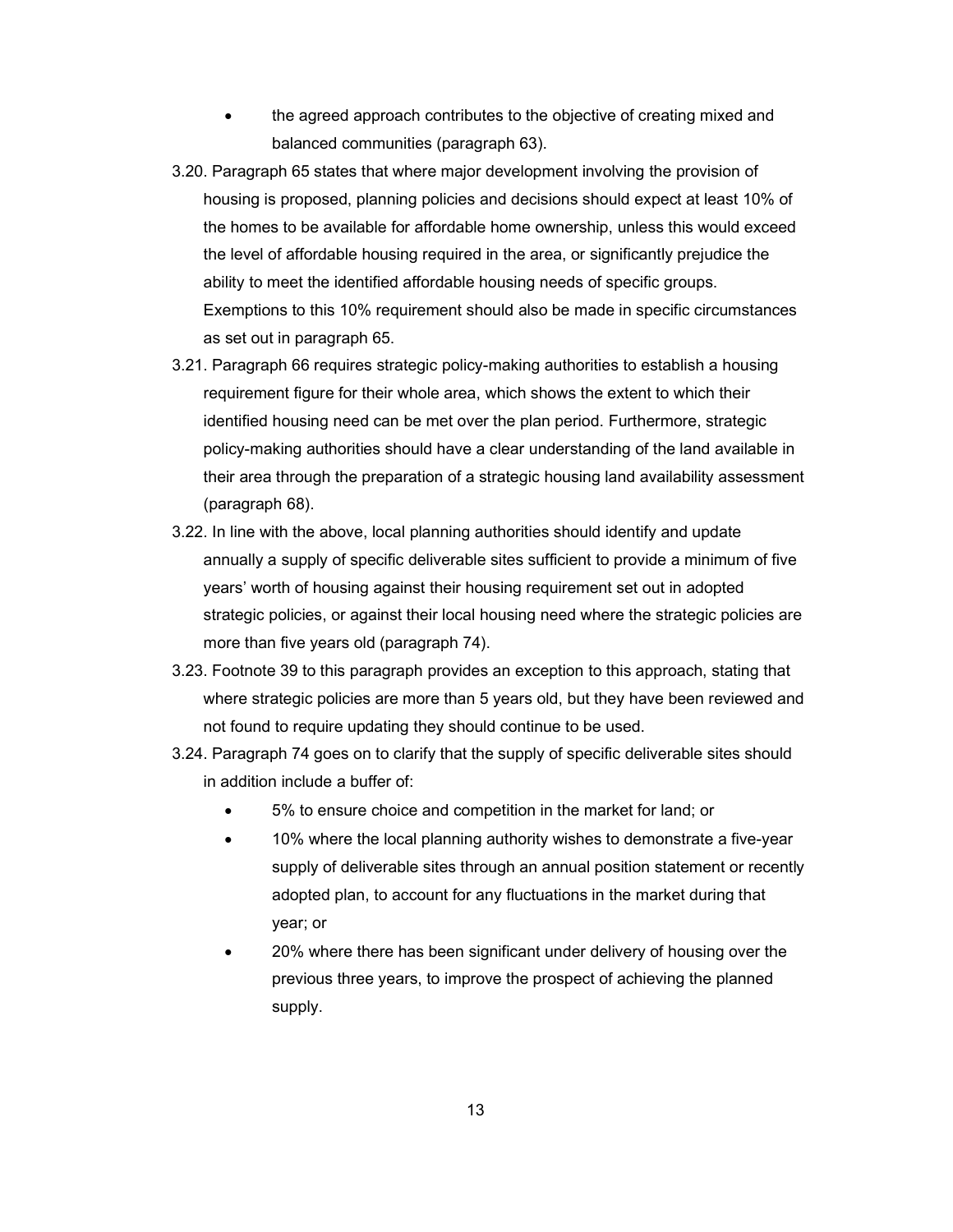- the agreed approach contributes to the objective of creating mixed and balanced communities (paragraph 63).

3.20. Paragraph 65 states that where major development involving the provision of housing is proposed, planning policies and decisions should expect at least 10% of the homes to be available for affordable home ownership, unless this would exceed the level of affordable housing required in the area, or significantly prejudice the ability to meet the identified affordable housing needs of specific groups. Exemptions to this 10% requirement should also be made in specific circumstances as set out in paragraph 65.

3.21. Paragraph 66 requires strategic policy-making authorities to establish a housing requirement figure for their whole area, which shows the extent to which their identified housing need can be met over the plan period. Furthermore, strategic policy-making authorities should have a clear understanding of the land available in their area through the preparation of a strategic housing land availability assessment (paragraph 68).

3.22. In line with the above, local planning authorities should identify and update annually a supply of specific deliverable sites sufficient to provide a minimum of five years' worth of housing against their housing requirement set out in adopted strategic policies, or against their local housing need where the strategic policies are more than five years old (paragraph 74).

3.23. Footnote 39 to this paragraph provides an exception to this approach, stating that where strategic policies are more than 5 years old, but they have been reviewed and not found to require updating they should continue to be used.

3.24. Paragraph 74 goes on to clarify that the supply of specific deliverable sites should in addition include a buffer of:

- 5% to ensure choice and competition in the market for land; or
- 10% where the local planning authority wishes to demonstrate a five-year supply of deliverable sites through an annual position statement or recently adopted plan, to account for any fluctuations in the market during that year; or
- 20% where there has been significant under delivery of housing over the previous three years, to improve the prospect of achieving the planned supply.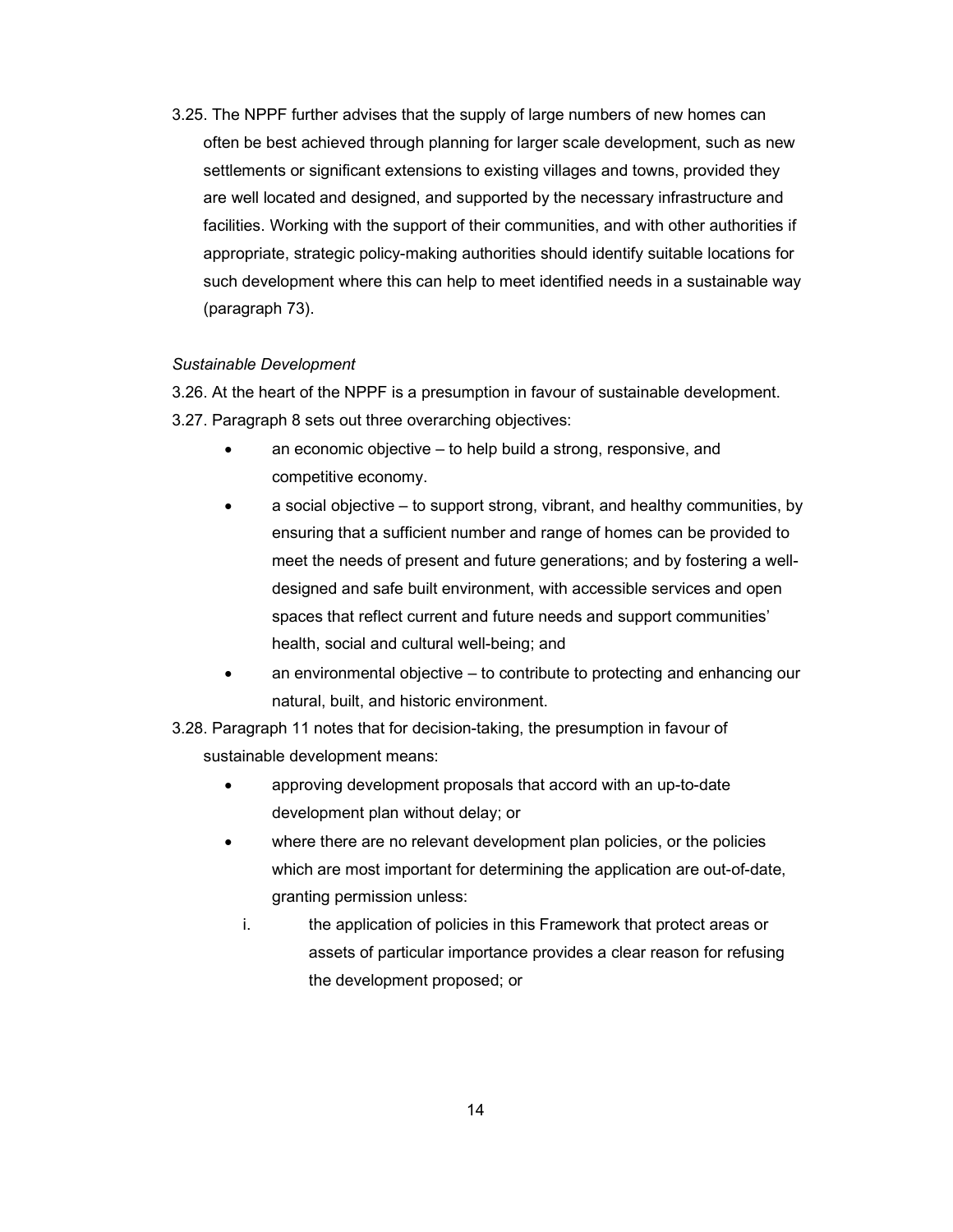3.25. The NPPF further advises that the supply of large numbers of new homes can often be best achieved through planning for larger scale development, such as new settlements or significant extensions to existing villages and towns, provided they are well located and designed, and supported by the necessary infrastructure and facilities. Working with the support of their communities, and with other authorities if appropriate, strategic policy-making authorities should identify suitable locations for such development where this can help to meet identified needs in a sustainable way (paragraph 73).

*Sustainable Development*

3.26. At the heart of the NPPF is a presumption in favour of sustainable development.

3.27. Paragraph 8 sets out three overarching objectives:

- an economic objective – to help build a strong, responsive, and competitive economy.
- a social objective – to support strong, vibrant, and healthy communities, by ensuring that a sufficient number and range of homes can be provided to meet the needs of present and future generations; and by fostering a well-designed and safe built environment, with accessible services and open spaces that reflect current and future needs and support communities' health, social and cultural well-being; and
- an environmental objective – to contribute to protecting and enhancing our natural, built, and historic environment.

3.28. Paragraph 11 notes that for decision-taking, the presumption in favour of sustainable development means:

- approving development proposals that accord with an up-to-date development plan without delay; or
- where there are no relevant development plan policies, or the policies which are most important for determining the application are out-of-date, granting permission unless:
  i. the application of policies in this Framework that protect areas or assets of particular importance provides a clear reason for refusing the development proposed; or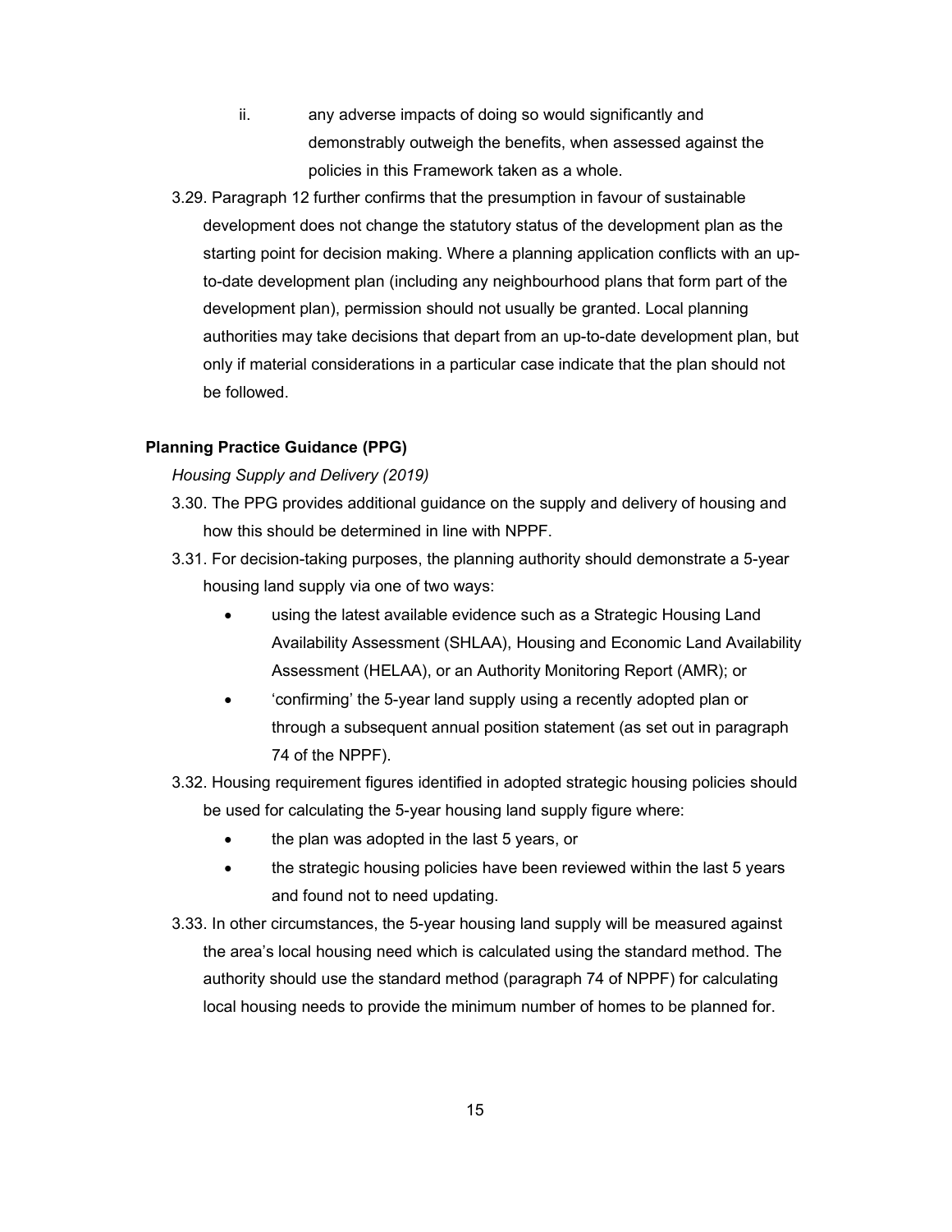ii. any adverse impacts of doing so would significantly and demonstrably outweigh the benefits, when assessed against the policies in this Framework taken as a whole.

3.29. Paragraph 12 further confirms that the presumption in favour of sustainable development does not change the statutory status of the development plan as the starting point for decision making. Where a planning application conflicts with an up-to-date development plan (including any neighbourhood plans that form part of the development plan), permission should not usually be granted. Local planning authorities may take decisions that depart from an up-to-date development plan, but only if material considerations in a particular case indicate that the plan should not be followed.

**Planning Practice Guidance (PPG)**

*Housing Supply and Delivery (2019)*

3.30. The PPG provides additional guidance on the supply and delivery of housing and how this should be determined in line with NPPF.

3.31. For decision-taking purposes, the planning authority should demonstrate a 5-year housing land supply via one of two ways:

- using the latest available evidence such as a Strategic Housing Land Availability Assessment (SHLAA), Housing and Economic Land Availability Assessment (HELAA), or an Authority Monitoring Report (AMR); or
- 'confirming' the 5-year land supply using a recently adopted plan or through a subsequent annual position statement (as set out in paragraph 74 of the NPPF).

3.32. Housing requirement figures identified in adopted strategic housing policies should be used for calculating the 5-year housing land supply figure where:

- the plan was adopted in the last 5 years, or
- the strategic housing policies have been reviewed within the last 5 years and found not to need updating.

3.33. In other circumstances, the 5-year housing land supply will be measured against the area's local housing need which is calculated using the standard method. The authority should use the standard method (paragraph 74 of NPPF) for calculating local housing needs to provide the minimum number of homes to be planned for.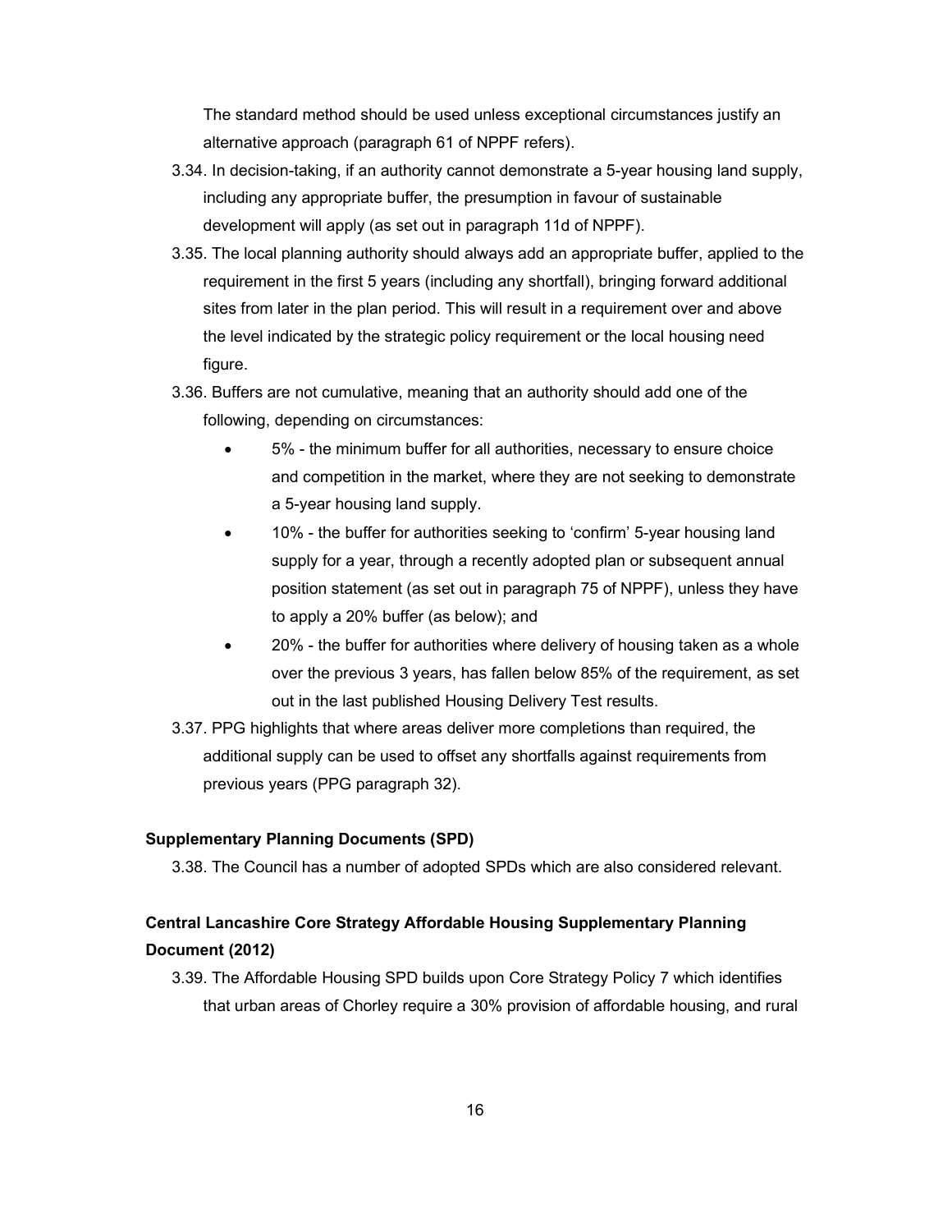The standard method should be used unless exceptional circumstances justify an alternative approach (paragraph 61 of NPPF refers).

3.34. In decision-taking, if an authority cannot demonstrate a 5-year housing land supply, including any appropriate buffer, the presumption in favour of sustainable development will apply (as set out in paragraph 11d of NPPF).

3.35. The local planning authority should always add an appropriate buffer, applied to the requirement in the first 5 years (including any shortfall), bringing forward additional sites from later in the plan period. This will result in a requirement over and above the level indicated by the strategic policy requirement or the local housing need figure.

3.36. Buffers are not cumulative, meaning that an authority should add one of the following, depending on circumstances:

- 5% - the minimum buffer for all authorities, necessary to ensure choice and competition in the market, where they are not seeking to demonstrate a 5-year housing land supply.
- 10% - the buffer for authorities seeking to 'confirm' 5-year housing land supply for a year, through a recently adopted plan or subsequent annual position statement (as set out in paragraph 75 of NPPF), unless they have to apply a 20% buffer (as below); and
- 20% - the buffer for authorities where delivery of housing taken as a whole over the previous 3 years, has fallen below 85% of the requirement, as set out in the last published Housing Delivery Test results.

3.37. PPG highlights that where areas deliver more completions than required, the additional supply can be used to offset any shortfalls against requirements from previous years (PPG paragraph 32).

### Supplementary Planning Documents (SPD)

3.38. The Council has a number of adopted SPDs which are also considered relevant.

### Central Lancashire Core Strategy Affordable Housing Supplementary Planning Document (2012)

3.39. The Affordable Housing SPD builds upon Core Strategy Policy 7 which identifies that urban areas of Chorley require a 30% provision of affordable housing, and rural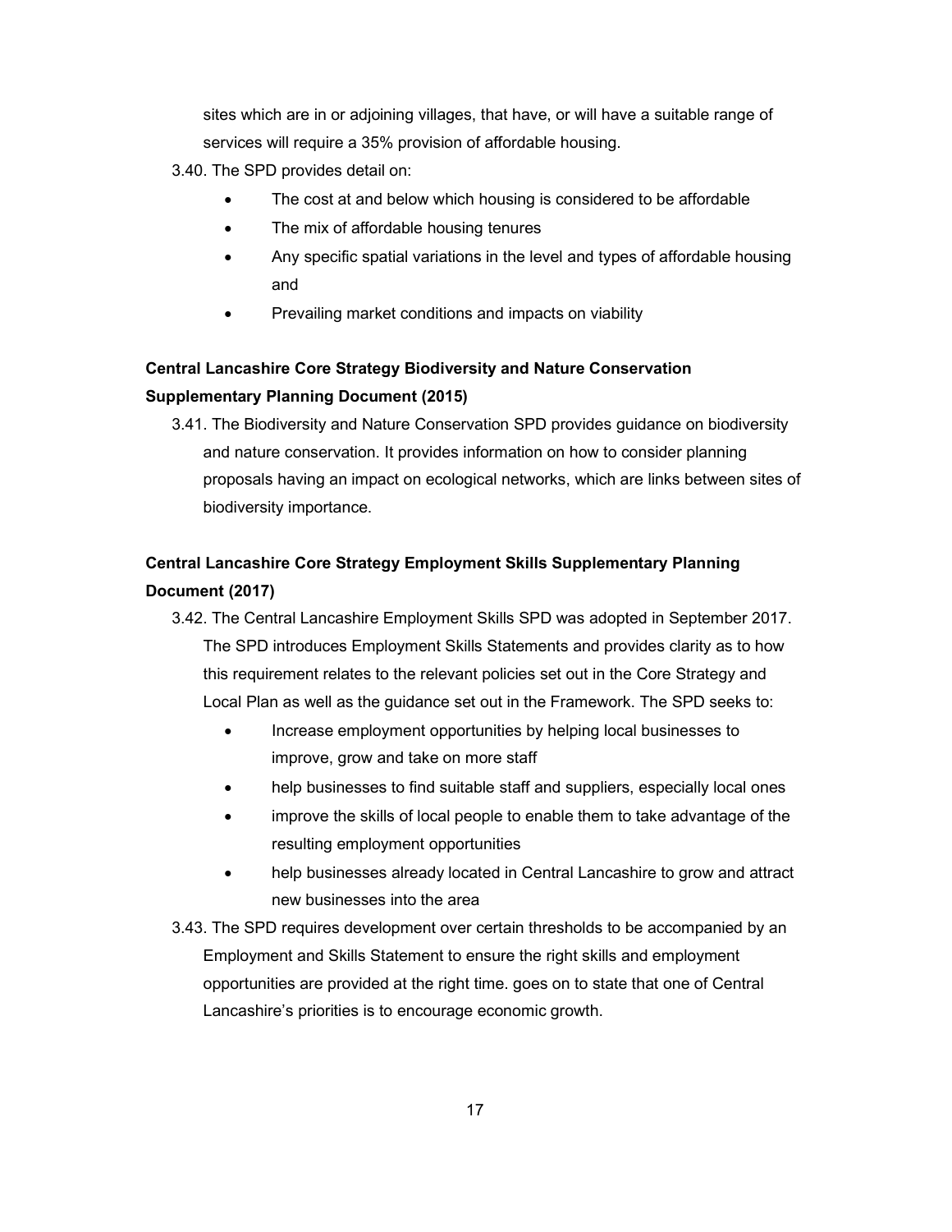sites which are in or adjoining villages, that have, or will have a suitable range of services will require a 35% provision of affordable housing.

3.40. The SPD provides detail on:

- The cost at and below which housing is considered to be affordable
- The mix of affordable housing tenures
- Any specific spatial variations in the level and types of affordable housing and
- Prevailing market conditions and impacts on viability

**Central Lancashire Core Strategy Biodiversity and Nature Conservation Supplementary Planning Document (2015)**

3.41. The Biodiversity and Nature Conservation SPD provides guidance on biodiversity and nature conservation. It provides information on how to consider planning proposals having an impact on ecological networks, which are links between sites of biodiversity importance.

**Central Lancashire Core Strategy Employment Skills Supplementary Planning Document (2017)**

3.42. The Central Lancashire Employment Skills SPD was adopted in September 2017. The SPD introduces Employment Skills Statements and provides clarity as to how this requirement relates to the relevant policies set out in the Core Strategy and Local Plan as well as the guidance set out in the Framework. The SPD seeks to:

- Increase employment opportunities by helping local businesses to improve, grow and take on more staff
- help businesses to find suitable staff and suppliers, especially local ones
- improve the skills of local people to enable them to take advantage of the resulting employment opportunities
- help businesses already located in Central Lancashire to grow and attract new businesses into the area

3.43. The SPD requires development over certain thresholds to be accompanied by an Employment and Skills Statement to ensure the right skills and employment opportunities are provided at the right time. goes on to state that one of Central Lancashire's priorities is to encourage economic growth.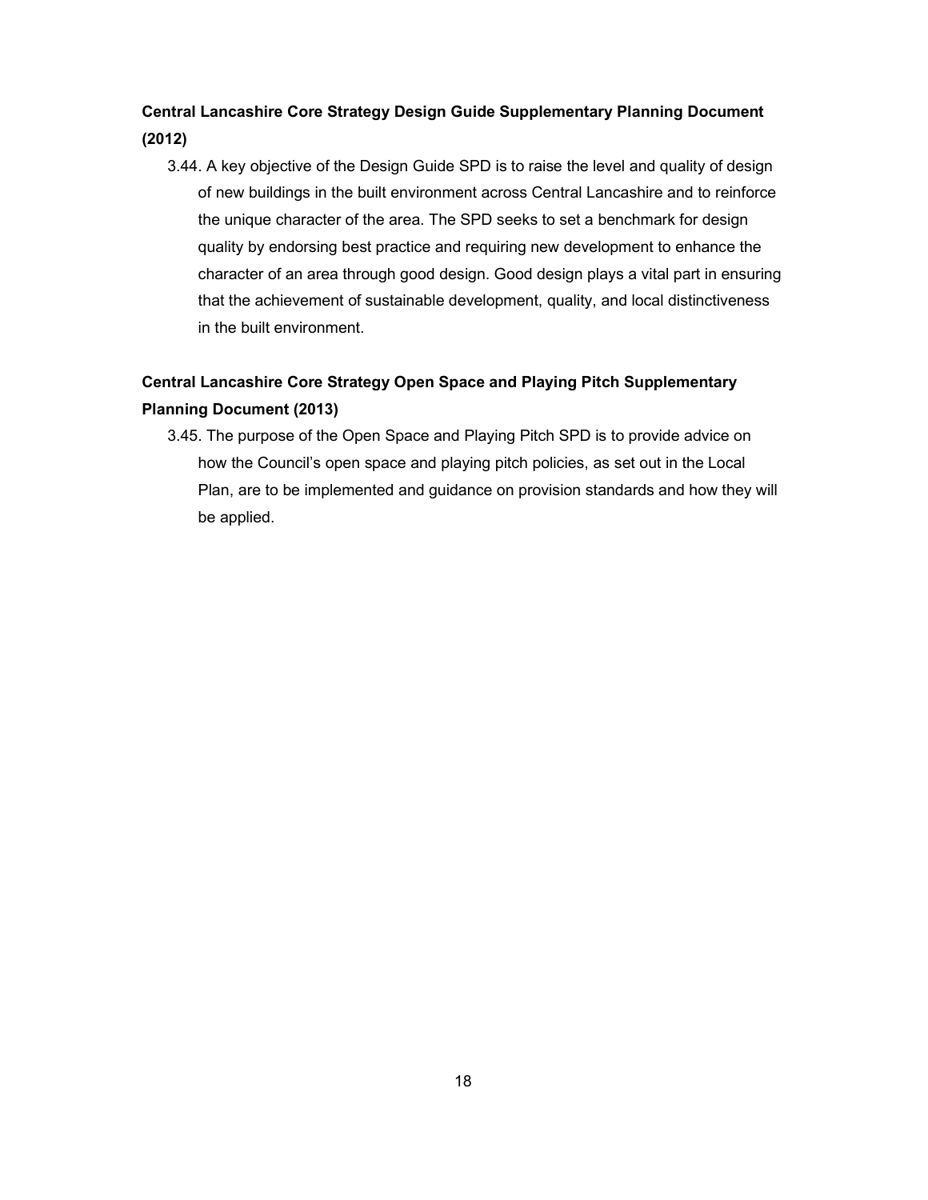**Central Lancashire Core Strategy Design Guide Supplementary Planning Document (2012)**

3.44. A key objective of the Design Guide SPD is to raise the level and quality of design of new buildings in the built environment across Central Lancashire and to reinforce the unique character of the area. The SPD seeks to set a benchmark for design quality by endorsing best practice and requiring new development to enhance the character of an area through good design. Good design plays a vital part in ensuring that the achievement of sustainable development, quality, and local distinctiveness in the built environment.

**Central Lancashire Core Strategy Open Space and Playing Pitch Supplementary Planning Document (2013)**

3.45. The purpose of the Open Space and Playing Pitch SPD is to provide advice on how the Council's open space and playing pitch policies, as set out in the Local Plan, are to be implemented and guidance on provision standards and how they will be applied.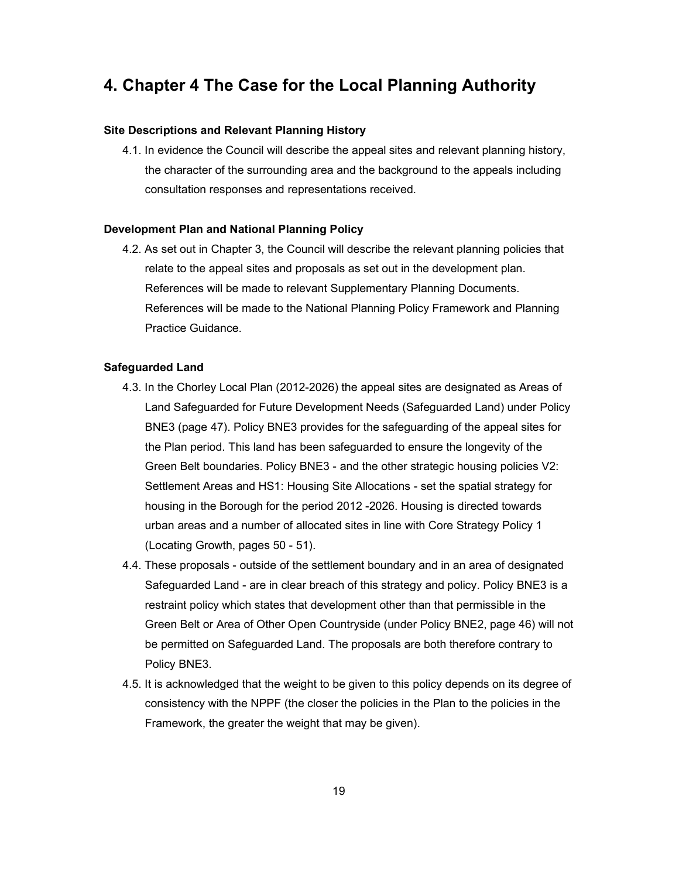# 4. Chapter 4 The Case for the Local Planning Authority

**Site Descriptions and Relevant Planning History**

4.1. In evidence the Council will describe the appeal sites and relevant planning history, the character of the surrounding area and the background to the appeals including consultation responses and representations received.

**Development Plan and National Planning Policy**

4.2. As set out in Chapter 3, the Council will describe the relevant planning policies that relate to the appeal sites and proposals as set out in the development plan. References will be made to relevant Supplementary Planning Documents. References will be made to the National Planning Policy Framework and Planning Practice Guidance.

**Safeguarded Land**

4.3. In the Chorley Local Plan (2012-2026) the appeal sites are designated as Areas of Land Safeguarded for Future Development Needs (Safeguarded Land) under Policy BNE3 (page 47). Policy BNE3 provides for the safeguarding of the appeal sites for the Plan period. This land has been safeguarded to ensure the longevity of the Green Belt boundaries. Policy BNE3 - and the other strategic housing policies V2: Settlement Areas and HS1: Housing Site Allocations - set the spatial strategy for housing in the Borough for the period 2012 -2026. Housing is directed towards urban areas and a number of allocated sites in line with Core Strategy Policy 1 (Locating Growth, pages 50 - 51).

4.4. These proposals - outside of the settlement boundary and in an area of designated Safeguarded Land - are in clear breach of this strategy and policy. Policy BNE3 is a restraint policy which states that development other than that permissible in the Green Belt or Area of Other Open Countryside (under Policy BNE2, page 46) will not be permitted on Safeguarded Land. The proposals are both therefore contrary to Policy BNE3.

4.5. It is acknowledged that the weight to be given to this policy depends on its degree of consistency with the NPPF (the closer the policies in the Plan to the policies in the Framework, the greater the weight that may be given).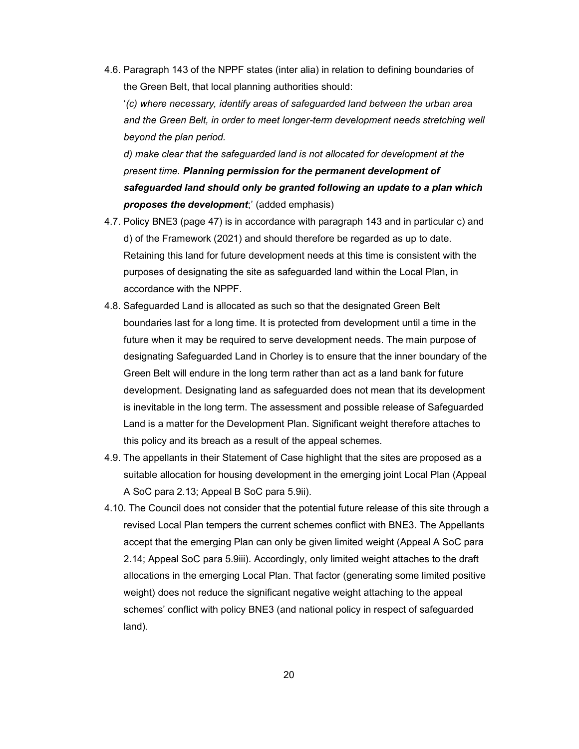4.6. Paragraph 143 of the NPPF states (inter alia) in relation to defining boundaries of the Green Belt, that local planning authorities should:

'*(c) where necessary, identify areas of safeguarded land between the urban area and the Green Belt, in order to meet longer-term development needs stretching well beyond the plan period.*

*d) make clear that the safeguarded land is not allocated for development at the present time.* ***Planning permission for the permanent development of safeguarded land should only be granted following an update to a plan which proposes the development***;' (added emphasis)

4.7. Policy BNE3 (page 47) is in accordance with paragraph 143 and in particular c) and d) of the Framework (2021) and should therefore be regarded as up to date. Retaining this land for future development needs at this time is consistent with the purposes of designating the site as safeguarded land within the Local Plan, in accordance with the NPPF.

4.8. Safeguarded Land is allocated as such so that the designated Green Belt boundaries last for a long time. It is protected from development until a time in the future when it may be required to serve development needs. The main purpose of designating Safeguarded Land in Chorley is to ensure that the inner boundary of the Green Belt will endure in the long term rather than act as a land bank for future development. Designating land as safeguarded does not mean that its development is inevitable in the long term. The assessment and possible release of Safeguarded Land is a matter for the Development Plan. Significant weight therefore attaches to this policy and its breach as a result of the appeal schemes.

4.9. The appellants in their Statement of Case highlight that the sites are proposed as a suitable allocation for housing development in the emerging joint Local Plan (Appeal A SoC para 2.13; Appeal B SoC para 5.9ii).

4.10. The Council does not consider that the potential future release of this site through a revised Local Plan tempers the current schemes conflict with BNE3. The Appellants accept that the emerging Plan can only be given limited weight (Appeal A SoC para 2.14; Appeal SoC para 5.9iii). Accordingly, only limited weight attaches to the draft allocations in the emerging Local Plan. That factor (generating some limited positive weight) does not reduce the significant negative weight attaching to the appeal schemes' conflict with policy BNE3 (and national policy in respect of safeguarded land).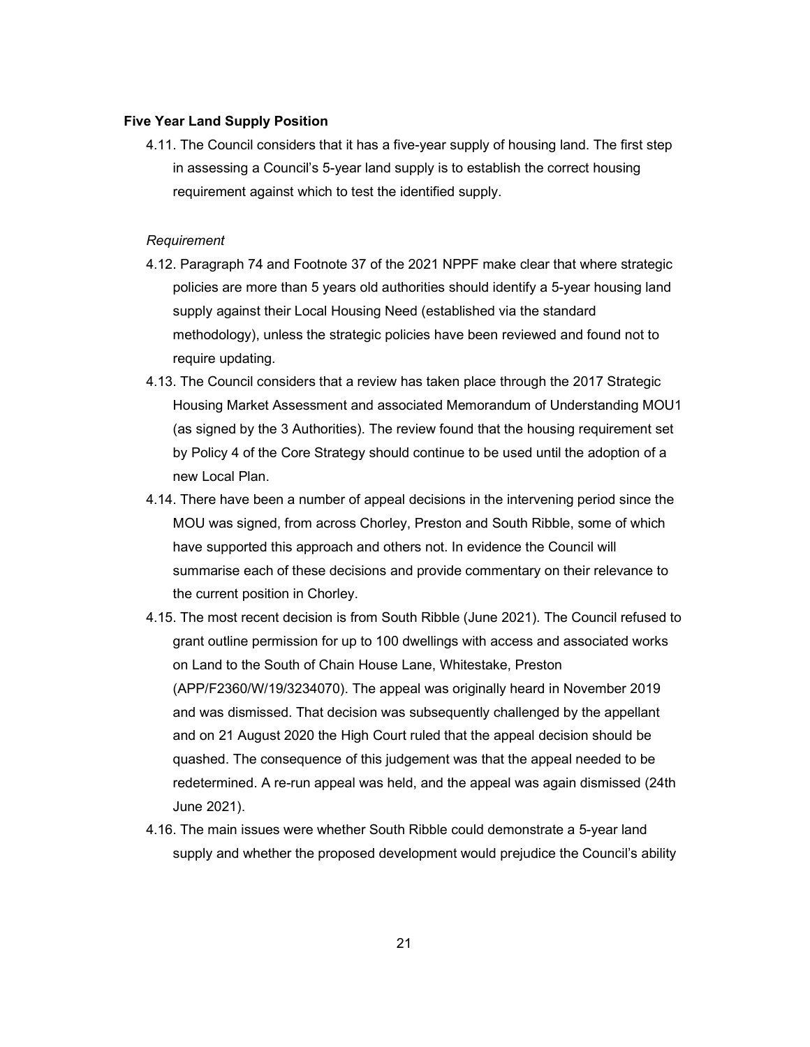**Five Year Land Supply Position**

4.11. The Council considers that it has a five-year supply of housing land. The first step in assessing a Council's 5-year land supply is to establish the correct housing requirement against which to test the identified supply.

*Requirement*

4.12. Paragraph 74 and Footnote 37 of the 2021 NPPF make clear that where strategic policies are more than 5 years old authorities should identify a 5-year housing land supply against their Local Housing Need (established via the standard methodology), unless the strategic policies have been reviewed and found not to require updating.

4.13. The Council considers that a review has taken place through the 2017 Strategic Housing Market Assessment and associated Memorandum of Understanding MOU1 (as signed by the 3 Authorities). The review found that the housing requirement set by Policy 4 of the Core Strategy should continue to be used until the adoption of a new Local Plan.

4.14. There have been a number of appeal decisions in the intervening period since the MOU was signed, from across Chorley, Preston and South Ribble, some of which have supported this approach and others not. In evidence the Council will summarise each of these decisions and provide commentary on their relevance to the current position in Chorley.

4.15. The most recent decision is from South Ribble (June 2021). The Council refused to grant outline permission for up to 100 dwellings with access and associated works on Land to the South of Chain House Lane, Whitestake, Preston (APP/F2360/W/19/3234070). The appeal was originally heard in November 2019 and was dismissed. That decision was subsequently challenged by the appellant and on 21 August 2020 the High Court ruled that the appeal decision should be quashed. The consequence of this judgement was that the appeal needed to be redetermined. A re-run appeal was held, and the appeal was again dismissed (24th June 2021).

4.16. The main issues were whether South Ribble could demonstrate a 5-year land supply and whether the proposed development would prejudice the Council's ability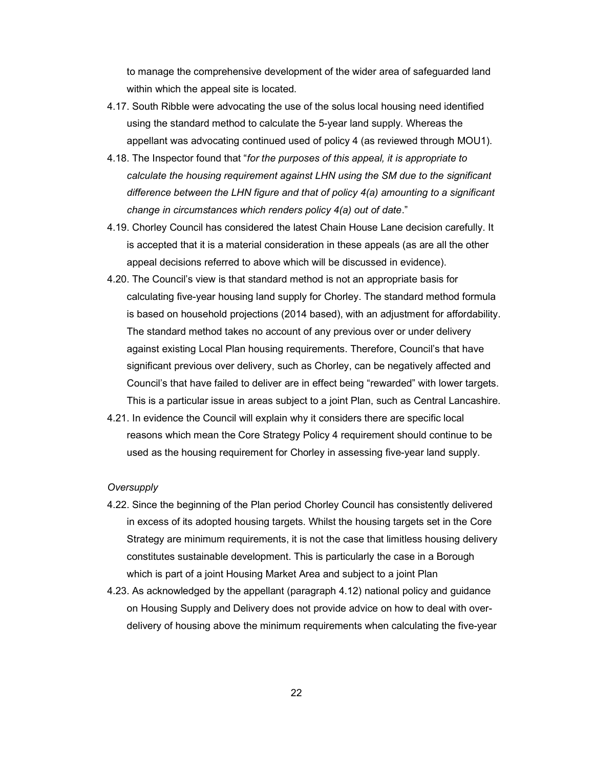to manage the comprehensive development of the wider area of safeguarded land within which the appeal site is located.

4.17. South Ribble were advocating the use of the solus local housing need identified using the standard method to calculate the 5-year land supply. Whereas the appellant was advocating continued used of policy 4 (as reviewed through MOU1).

4.18. The Inspector found that "*for the purposes of this appeal, it is appropriate to calculate the housing requirement against LHN using the SM due to the significant difference between the LHN figure and that of policy 4(a) amounting to a significant change in circumstances which renders policy 4(a) out of date*."

4.19. Chorley Council has considered the latest Chain House Lane decision carefully. It is accepted that it is a material consideration in these appeals (as are all the other appeal decisions referred to above which will be discussed in evidence).

4.20. The Council's view is that standard method is not an appropriate basis for calculating five-year housing land supply for Chorley. The standard method formula is based on household projections (2014 based), with an adjustment for affordability. The standard method takes no account of any previous over or under delivery against existing Local Plan housing requirements. Therefore, Council's that have significant previous over delivery, such as Chorley, can be negatively affected and Council's that have failed to deliver are in effect being "rewarded" with lower targets. This is a particular issue in areas subject to a joint Plan, such as Central Lancashire.

4.21. In evidence the Council will explain why it considers there are specific local reasons which mean the Core Strategy Policy 4 requirement should continue to be used as the housing requirement for Chorley in assessing five-year land supply.

*Oversupply*

4.22. Since the beginning of the Plan period Chorley Council has consistently delivered in excess of its adopted housing targets. Whilst the housing targets set in the Core Strategy are minimum requirements, it is not the case that limitless housing delivery constitutes sustainable development. This is particularly the case in a Borough which is part of a joint Housing Market Area and subject to a joint Plan

4.23. As acknowledged by the appellant (paragraph 4.12) national policy and guidance on Housing Supply and Delivery does not provide advice on how to deal with over-delivery of housing above the minimum requirements when calculating the five-year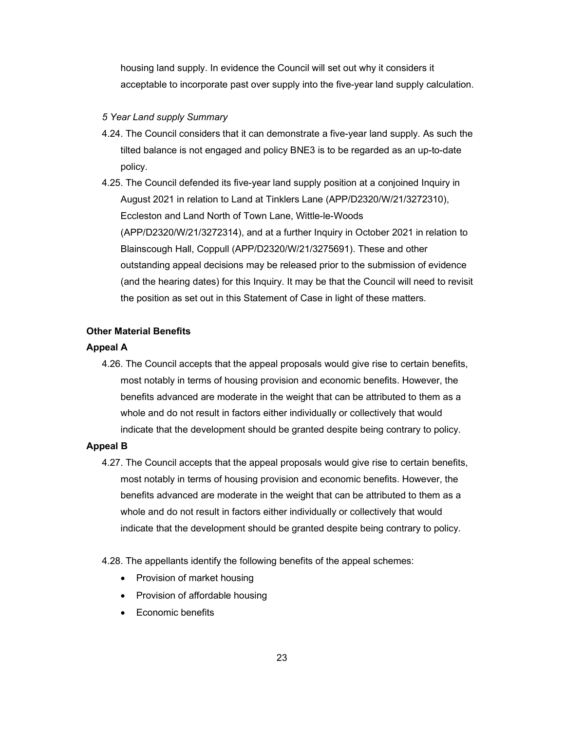housing land supply. In evidence the Council will set out why it considers it acceptable to incorporate past over supply into the five-year land supply calculation.

*5 Year Land supply Summary*

4.24. The Council considers that it can demonstrate a five-year land supply. As such the tilted balance is not engaged and policy BNE3 is to be regarded as an up-to-date policy.

4.25. The Council defended its five-year land supply position at a conjoined Inquiry in August 2021 in relation to Land at Tinklers Lane (APP/D2320/W/21/3272310), Eccleston and Land North of Town Lane, Wittle-le-Woods (APP/D2320/W/21/3272314), and at a further Inquiry in October 2021 in relation to Blainscough Hall, Coppull (APP/D2320/W/21/3275691). These and other outstanding appeal decisions may be released prior to the submission of evidence (and the hearing dates) for this Inquiry. It may be that the Council will need to revisit the position as set out in this Statement of Case in light of these matters.

**Other Material Benefits**

**Appeal A**

4.26. The Council accepts that the appeal proposals would give rise to certain benefits, most notably in terms of housing provision and economic benefits. However, the benefits advanced are moderate in the weight that can be attributed to them as a whole and do not result in factors either individually or collectively that would indicate that the development should be granted despite being contrary to policy.

**Appeal B**

4.27. The Council accepts that the appeal proposals would give rise to certain benefits, most notably in terms of housing provision and economic benefits. However, the benefits advanced are moderate in the weight that can be attributed to them as a whole and do not result in factors either individually or collectively that would indicate that the development should be granted despite being contrary to policy.

4.28. The appellants identify the following benefits of the appeal schemes:

- Provision of market housing
- Provision of affordable housing
- Economic benefits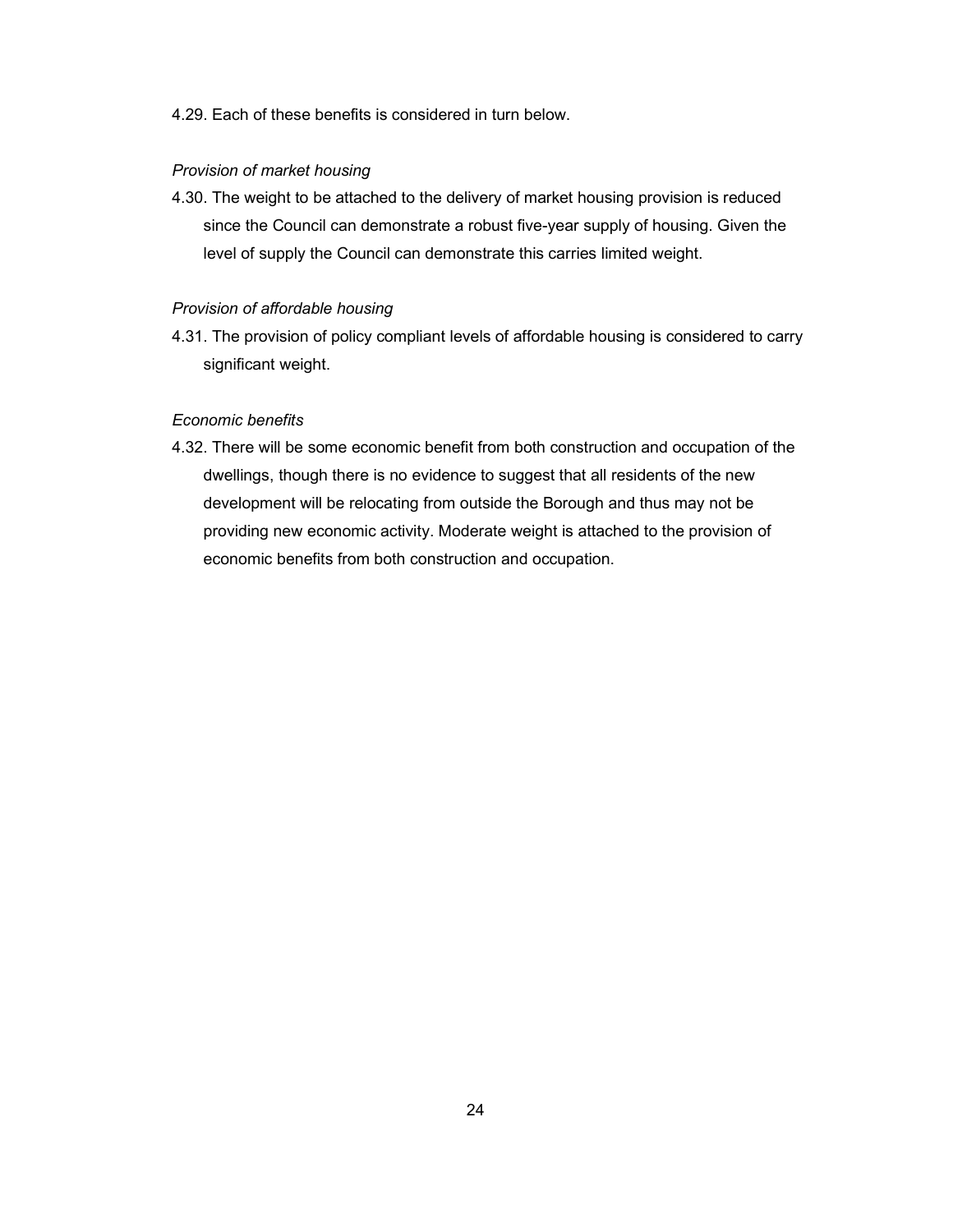4.29. Each of these benefits is considered in turn below.

*Provision of market housing*

4.30. The weight to be attached to the delivery of market housing provision is reduced since the Council can demonstrate a robust five-year supply of housing. Given the level of supply the Council can demonstrate this carries limited weight.

*Provision of affordable housing*

4.31. The provision of policy compliant levels of affordable housing is considered to carry significant weight.

*Economic benefits*

4.32. There will be some economic benefit from both construction and occupation of the dwellings, though there is no evidence to suggest that all residents of the new development will be relocating from outside the Borough and thus may not be providing new economic activity. Moderate weight is attached to the provision of economic benefits from both construction and occupation.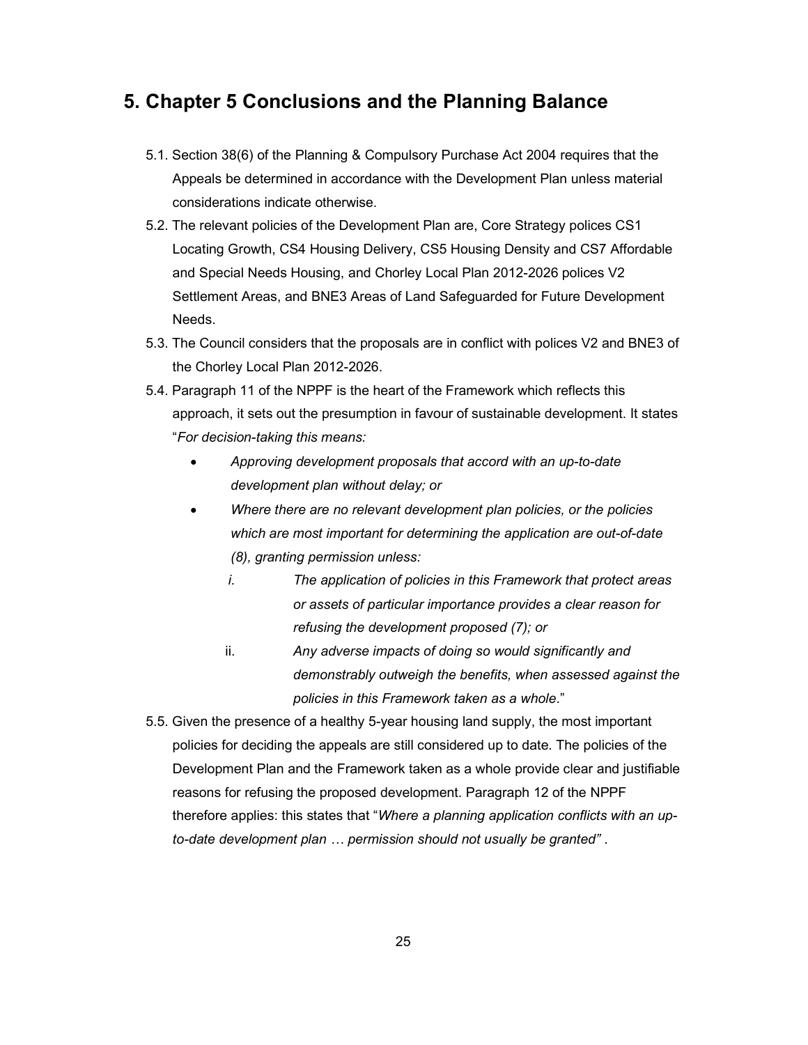# 5. Chapter 5 Conclusions and the Planning Balance

5.1. Section 38(6) of the Planning & Compulsory Purchase Act 2004 requires that the Appeals be determined in accordance with the Development Plan unless material considerations indicate otherwise.

5.2. The relevant policies of the Development Plan are, Core Strategy polices CS1 Locating Growth, CS4 Housing Delivery, CS5 Housing Density and CS7 Affordable and Special Needs Housing, and Chorley Local Plan 2012-2026 polices V2 Settlement Areas, and BNE3 Areas of Land Safeguarded for Future Development Needs.

5.3. The Council considers that the proposals are in conflict with polices V2 and BNE3 of the Chorley Local Plan 2012-2026.

5.4. Paragraph 11 of the NPPF is the heart of the Framework which reflects this approach, it sets out the presumption in favour of sustainable development. It states "*For decision-taking this means:*

- *Approving development proposals that accord with an up-to-date development plan without delay; or*
- *Where there are no relevant development plan policies, or the policies which are most important for determining the application are out-of-date (8), granting permission unless:*
  - *i. The application of policies in this Framework that protect areas or assets of particular importance provides a clear reason for refusing the development proposed (7); or*
  - ii. *Any adverse impacts of doing so would significantly and demonstrably outweigh the benefits, when assessed against the policies in this Framework taken as a whole*."

5.5. Given the presence of a healthy 5-year housing land supply, the most important policies for deciding the appeals are still considered up to date. The policies of the Development Plan and the Framework taken as a whole provide clear and justifiable reasons for refusing the proposed development. Paragraph 12 of the NPPF therefore applies: this states that "*Where a planning application conflicts with an up-to-date development plan … permission should not usually be granted"* .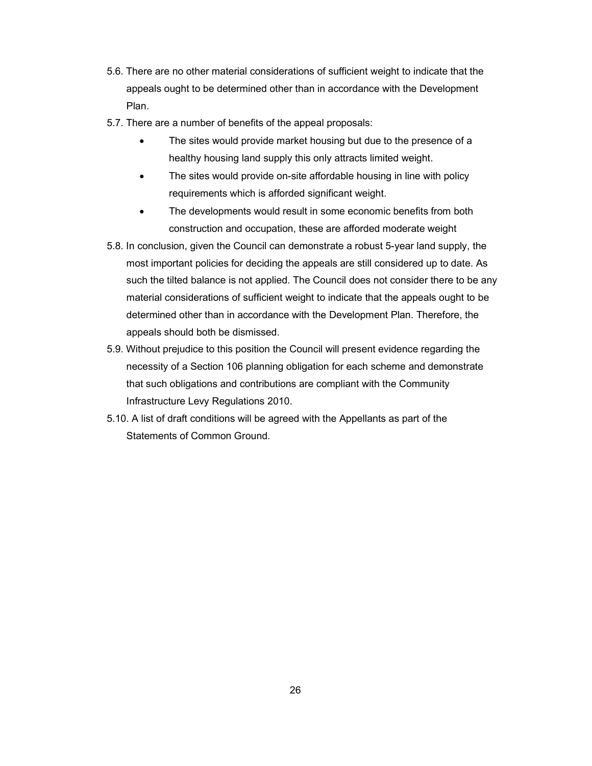5.6. There are no other material considerations of sufficient weight to indicate that the appeals ought to be determined other than in accordance with the Development Plan.

5.7. There are a number of benefits of the appeal proposals:

- The sites would provide market housing but due to the presence of a healthy housing land supply this only attracts limited weight.
- The sites would provide on-site affordable housing in line with policy requirements which is afforded significant weight.
- The developments would result in some economic benefits from both construction and occupation, these are afforded moderate weight

5.8. In conclusion, given the Council can demonstrate a robust 5-year land supply, the most important policies for deciding the appeals are still considered up to date. As such the tilted balance is not applied. The Council does not consider there to be any material considerations of sufficient weight to indicate that the appeals ought to be determined other than in accordance with the Development Plan. Therefore, the appeals should both be dismissed.

5.9. Without prejudice to this position the Council will present evidence regarding the necessity of a Section 106 planning obligation for each scheme and demonstrate that such obligations and contributions are compliant with the Community Infrastructure Levy Regulations 2010.

5.10. A list of draft conditions will be agreed with the Appellants as part of the Statements of Common Ground.